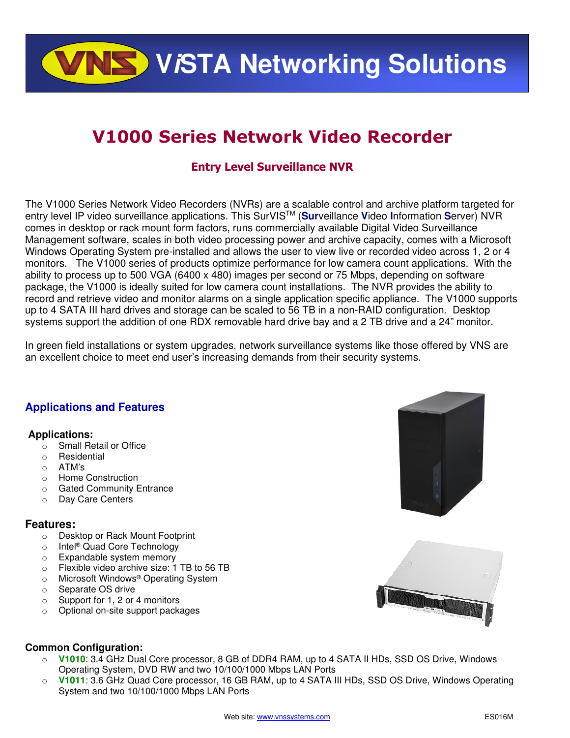# VNS ViSTA Networking Solutions

## V1000 Series Network Video Recorder

### Entry Level Surveillance NVR

The V1000 Series Network Video Recorders (NVRs) are a scalable control and archive platform targeted for entry level IP video surveillance applications. This SurVIS™ (**Sur**veillance **V**ideo **I**nformation **S**erver) NVR comes in desktop or rack mount form factors, runs commercially available Digital Video Surveillance Management software, scales in both video processing power and archive capacity, comes with a Microsoft Windows Operating System pre-installed and allows the user to view live or recorded video across 1, 2 or 4 monitors. The V1000 series of products optimize performance for low camera count applications. With the ability to process up to 500 VGA (6400 x 480) images per second or 75 Mbps, depending on software package, the V1000 is ideally suited for low camera count installations. The NVR provides the ability to record and retrieve video and monitor alarms on a single application specific appliance. The V1000 supports up to 4 SATA III hard drives and storage can be scaled to 56 TB in a non-RAID configuration. Desktop systems support the addition of one RDX removable hard drive bay and a 2 TB drive and a 24" monitor.

In green field installations or system upgrades, network surveillance systems like those offered by VNS are an excellent choice to meet end user's increasing demands from their security systems.

## Applications and Features

**Applications:**

- Small Retail or Office
- Residential
- ATM's
- Home Construction
- Gated Community Entrance
- Day Care Centers

**Features:**

- Desktop or Rack Mount Footprint
- Intel® Quad Core Technology
- Expandable system memory
- Flexible video archive size: 1 TB to 56 TB
- Microsoft Windows® Operating System
- Separate OS drive
- Support for 1, 2 or 4 monitors
- Optional on-site support packages

**Common Configuration:**

- **V1010**: 3.4 GHz Dual Core processor, 8 GB of DDR4 RAM, up to 4 SATA II HDs, SSD OS Drive, Windows Operating System, DVD RW and two 10/100/1000 Mbps LAN Ports
- **V1011**: 3.6 GHz Quad Core processor, 16 GB RAM, up to 4 SATA III HDs, SSD OS Drive, Windows Operating System and two 10/100/1000 Mbps LAN Ports

Web site: www.vnssystems.com ES016M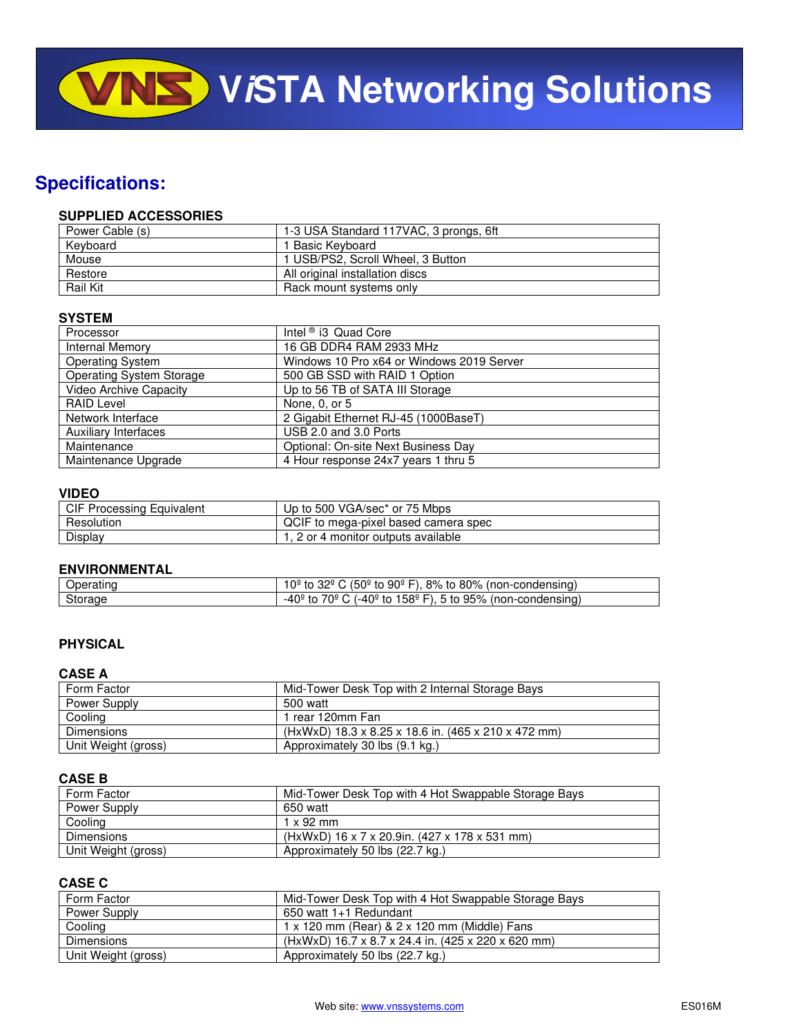# ViSTA Networking Solutions

## Specifications:

### SUPPLIED ACCESSORIES

| | |
|---|---|
| Power Cable (s) | 1-3 USA Standard 117VAC, 3 prongs, 6ft |
| Keyboard | 1 Basic Keyboard |
| Mouse | 1 USB/PS2, Scroll Wheel, 3 Button |
| Restore | All original installation discs |
| Rail Kit | Rack mount systems only |

### SYSTEM

| | |
|---|---|
| Processor | Intel ® i3 Quad Core |
| Internal Memory | 16 GB DDR4 RAM 2933 MHz |
| Operating System | Windows 10 Pro x64 or Windows 2019 Server |
| Operating System Storage | 500 GB SSD with RAID 1 Option |
| Video Archive Capacity | Up to 56 TB of SATA III Storage |
| RAID Level | None, 0, or 5 |
| Network Interface | 2 Gigabit Ethernet RJ-45 (1000BaseT) |
| Auxiliary Interfaces | USB 2.0 and 3.0 Ports |
| Maintenance | Optional: On-site Next Business Day |
| Maintenance Upgrade | 4 Hour response 24x7 years 1 thru 5 |

### VIDEO

| | |
|---|---|
| CIF Processing Equivalent | Up to 500 VGA/sec* or 75 Mbps |
| Resolution | QCIF to mega-pixel based camera spec |
| Display | 1, 2 or 4 monitor outputs available |

### ENVIRONMENTAL

| | |
|---|---|
| Operating | 10º to 32º C (50º to 90º F), 8% to 80% (non-condensing) |
| Storage | -40º to 70º C (-40º to 158º F), 5 to 95% (non-condensing) |

### PHYSICAL

#### CASE A

| | |
|---|---|
| Form Factor | Mid-Tower Desk Top with 2 Internal Storage Bays |
| Power Supply | 500 watt |
| Cooling | 1 rear 120mm Fan |
| Dimensions | (HxWxD) 18.3 x 8.25 x 18.6 in. (465 x 210 x 472 mm) |
| Unit Weight (gross) | Approximately 30 lbs (9.1 kg.) |

#### CASE B

| | |
|---|---|
| Form Factor | Mid-Tower Desk Top with 4 Hot Swappable Storage Bays |
| Power Supply | 650 watt |
| Cooling | 1 x 92 mm |
| Dimensions | (HxWxD) 16 x 7 x 20.9in. (427 x 178 x 531 mm) |
| Unit Weight (gross) | Approximately 50 lbs (22.7 kg.) |

#### CASE C

| | |
|---|---|
| Form Factor | Mid-Tower Desk Top with 4 Hot Swappable Storage Bays |
| Power Supply | 650 watt 1+1 Redundant |
| Cooling | 1 x 120 mm (Rear) & 2 x 120 mm (Middle) Fans |
| Dimensions | (HxWxD) 16.7 x 8.7 x 24.4 in. (425 x 220 x 620 mm) |
| Unit Weight (gross) | Approximately 50 lbs (22.7 kg.) |

Web site: www.vnssystems.com ES016M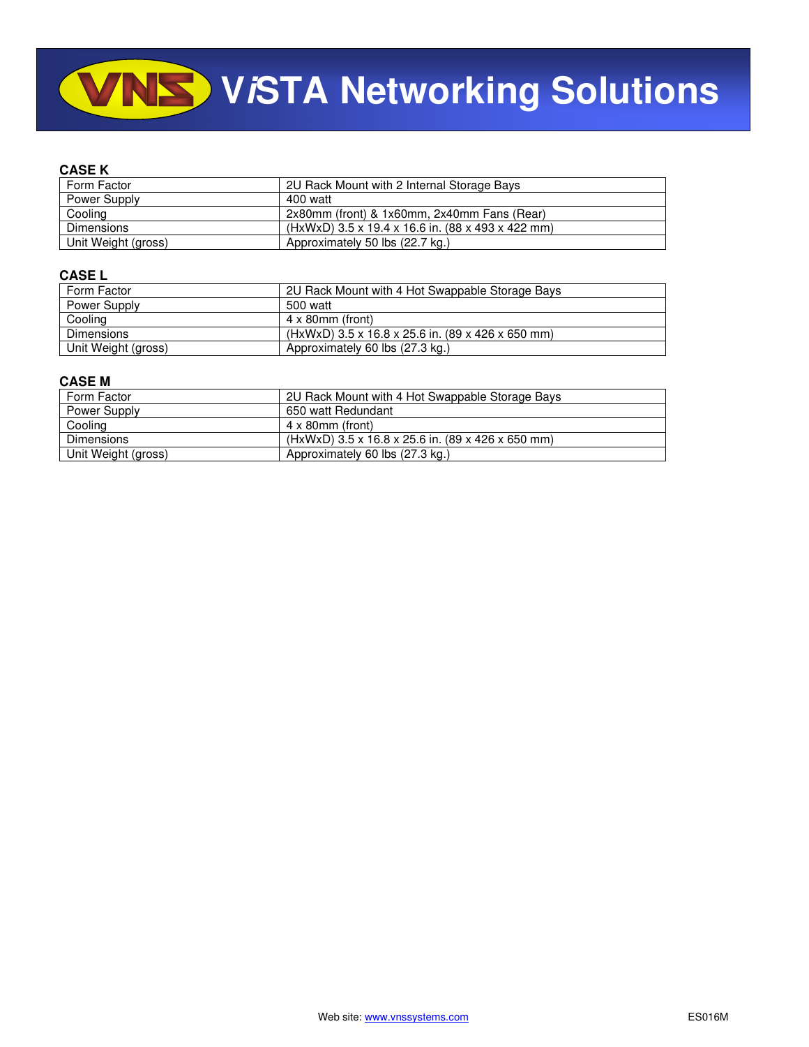### CASE K

| Form Factor | 2U Rack Mount with 2 Internal Storage Bays |
|---|---|
| Power Supply | 400 watt |
| Cooling | 2x80mm (front) & 1x60mm, 2x40mm Fans (Rear) |
| Dimensions | (HxWxD) 3.5 x 19.4 x 16.6 in. (88 x 493 x 422 mm) |
| Unit Weight (gross) | Approximately 50 lbs (22.7 kg.) |

### CASE L

| Form Factor | 2U Rack Mount with 4 Hot Swappable Storage Bays |
|---|---|
| Power Supply | 500 watt |
| Cooling | 4 x 80mm (front) |
| Dimensions | (HxWxD) 3.5 x 16.8 x 25.6 in. (89 x 426 x 650 mm) |
| Unit Weight (gross) | Approximately 60 lbs (27.3 kg.) |

### CASE M

| Form Factor | 2U Rack Mount with 4 Hot Swappable Storage Bays |
|---|---|
| Power Supply | 650 watt Redundant |
| Cooling | 4 x 80mm (front) |
| Dimensions | (HxWxD) 3.5 x 16.8 x 25.6 in. (89 x 426 x 650 mm) |
| Unit Weight (gross) | Approximately 60 lbs (27.3 kg.) |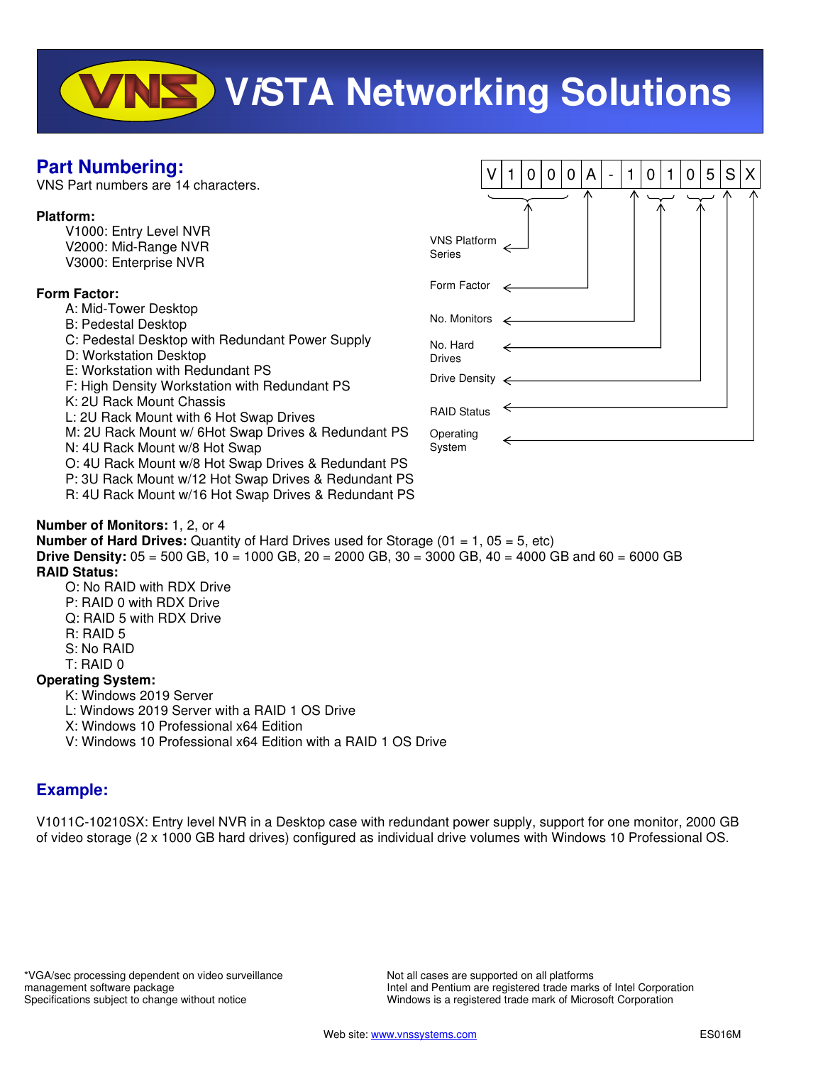# VNS ViSTA Networking Solutions

## Part Numbering:

VNS Part numbers are 14 characters.

| V | 1 | 0 | 0 | 0 | A | - | 1 | 0 | 1 | 0 | 5 | S | X |
|---|---|---|---|---|---|---|---|---|---|---|---|---|---|

VNS Platform Series

Form Factor

No. Monitors

No. Hard Drives

Drive Density

RAID Status

Operating System

**Platform:**

- V1000: Entry Level NVR
- V2000: Mid-Range NVR
- V3000: Enterprise NVR

**Form Factor:**

- A: Mid-Tower Desktop
- B: Pedestal Desktop
- C: Pedestal Desktop with Redundant Power Supply
- D: Workstation Desktop
- E: Workstation with Redundant PS
- F: High Density Workstation with Redundant PS
- K: 2U Rack Mount Chassis
- L: 2U Rack Mount with 6 Hot Swap Drives
- M: 2U Rack Mount w/ 6Hot Swap Drives & Redundant PS
- N: 4U Rack Mount w/8 Hot Swap
- O: 4U Rack Mount w/8 Hot Swap Drives & Redundant PS
- P: 3U Rack Mount w/12 Hot Swap Drives & Redundant PS
- R: 4U Rack Mount w/16 Hot Swap Drives & Redundant PS

**Number of Monitors:** 1, 2, or 4
**Number of Hard Drives:** Quantity of Hard Drives used for Storage (01 = 1, 05 = 5, etc)
**Drive Density:** 05 = 500 GB, 10 = 1000 GB, 20 = 2000 GB, 30 = 3000 GB, 40 = 4000 GB and 60 = 6000 GB
**RAID Status:**

- O: No RAID with RDX Drive
- P: RAID 0 with RDX Drive
- Q: RAID 5 with RDX Drive
- R: RAID 5
- S: No RAID
- T: RAID 0

**Operating System:**

- K: Windows 2019 Server
- L: Windows 2019 Server with a RAID 1 OS Drive
- X: Windows 10 Professional x64 Edition
- V: Windows 10 Professional x64 Edition with a RAID 1 OS Drive

## Example:

V1011C-10210SX: Entry level NVR in a Desktop case with redundant power supply, support for one monitor, 2000 GB of video storage (2 x 1000 GB hard drives) configured as individual drive volumes with Windows 10 Professional OS.

*VGA/sec processing dependent on video surveillance management software package
Specifications subject to change without notice

Not all cases are supported on all platforms
Intel and Pentium are registered trade marks of Intel Corporation
Windows is a registered trade mark of Microsoft Corporation

Web site: www.vnssystems.com

ES016M